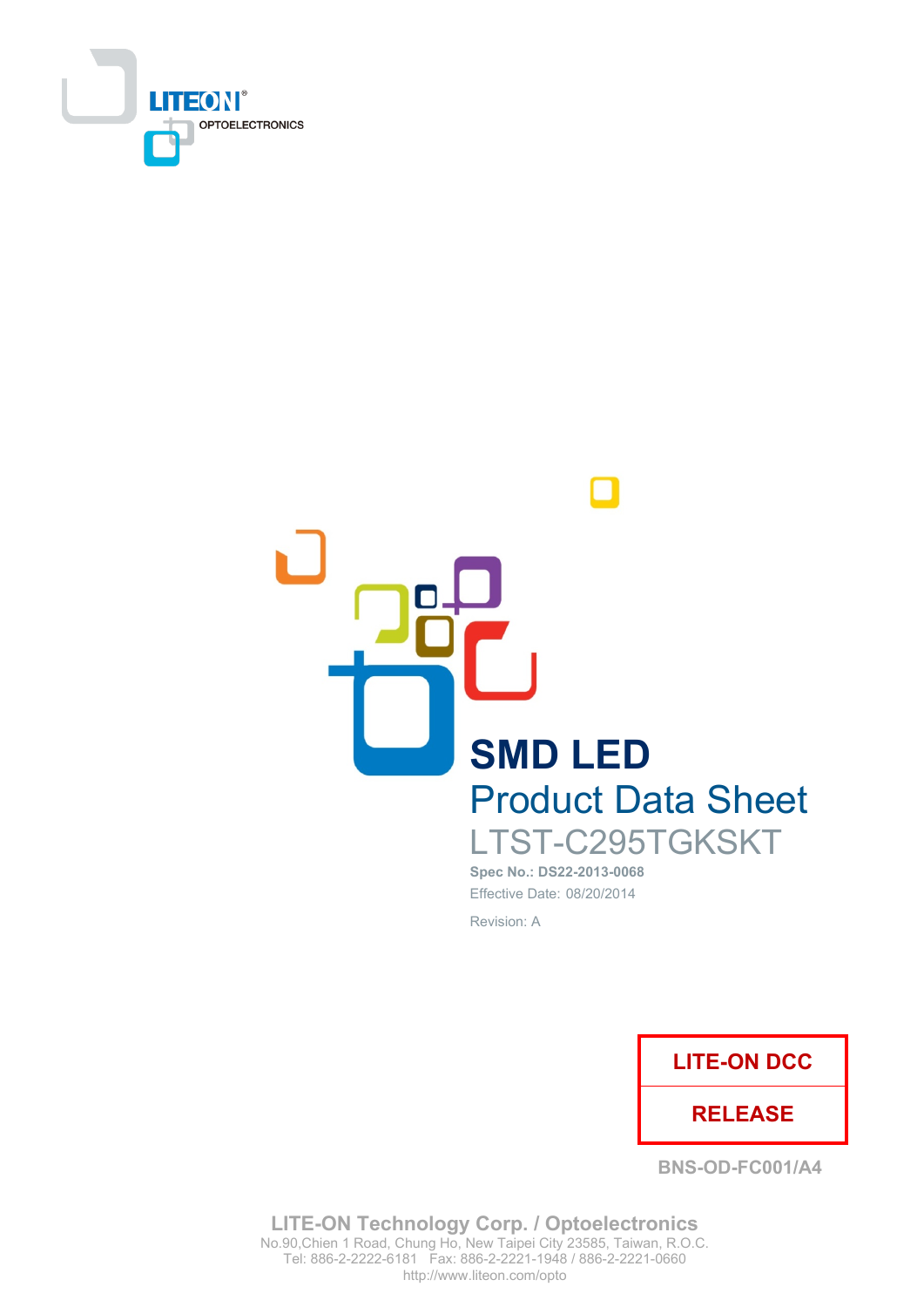LITEON
OPTOELECTRONICS

# SMD LED

## Product Data Sheet

LTST-C295TGKSKT

**Spec No.: DS22-2013-0068**

Effective Date: 08/20/2014

Revision: A

| LITE-ON DCC |
|---|
| RELEASE |

BNS-OD-FC001/A4

**LITE-ON Technology Corp. / Optoelectronics**
No.90,Chien 1 Road, Chung Ho, New Taipei City 23585, Taiwan, R.O.C.
Tel: 886-2-2222-6181 Fax: 886-2-2221-1948 / 886-2-2221-0660
http://www.liteon.com/opto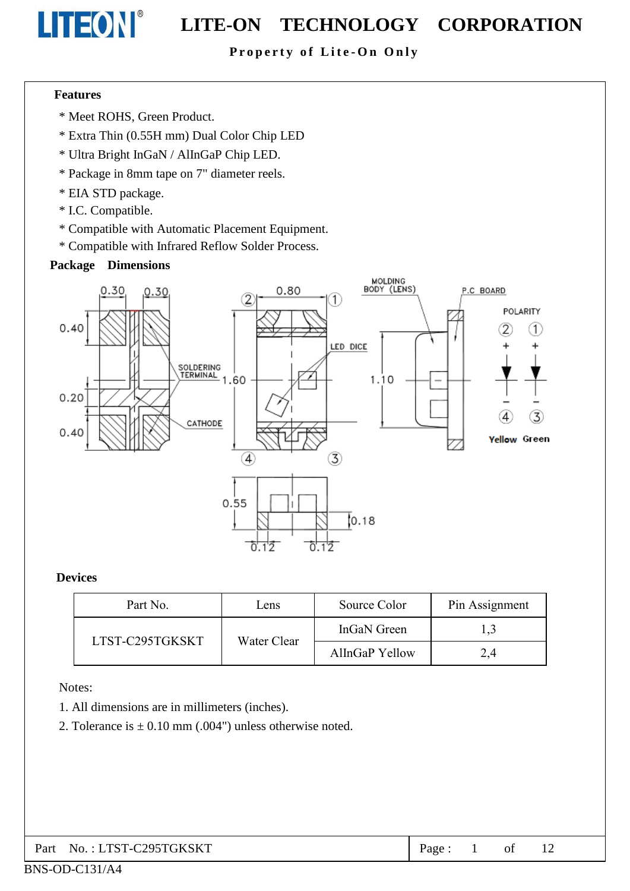**Features**

- * Meet ROHS, Green Product.
- * Extra Thin (0.55H mm) Dual Color Chip LED
- * Ultra Bright InGaN / AlInGaP Chip LED.
- * Package in 8mm tape on 7" diameter reels.
- * EIA STD package.
- * I.C. Compatible.
- * Compatible with Automatic Placement Equipment.
- * Compatible with Infrared Reflow Solder Process.

**Package Dimensions**

**Devices**

| Part No. | Lens | Source Color | Pin Assignment |
|---|---|---|---|
| LTST-C295TGKSKT | Water Clear | InGaN Green | 1,3 |
| | | AlInGaP Yellow | 2,4 |

Notes:

1. All dimensions are in millimeters (inches).
2. Tolerance is ± 0.10 mm (.004") unless otherwise noted.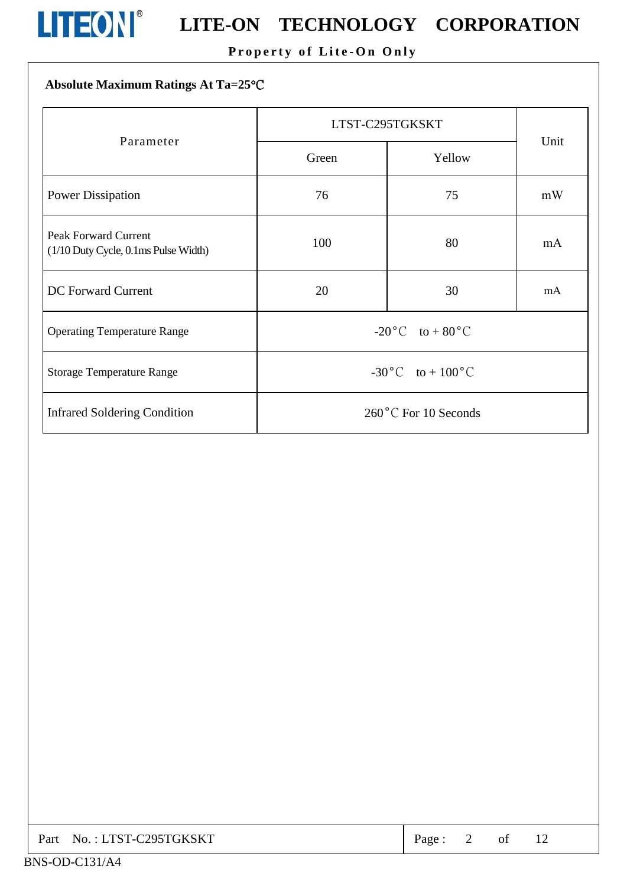**Absolute Maximum Ratings At Ta=25℃**

| Parameter | LTST-C295TGKSKT | | Unit |
|---|---|---|---|
| | Green | Yellow | |
| Power Dissipation | 76 | 75 | mW |
| Peak Forward Current (1/10 Duty Cycle, 0.1ms Pulse Width) | 100 | 80 | mA |
| DC Forward Current | 20 | 30 | mA |
| Operating Temperature Range | -20°C to + 80°C | | |
| Storage Temperature Range | -30°C to + 100°C | | |
| Infrared Soldering Condition | 260°C For 10 Seconds | | |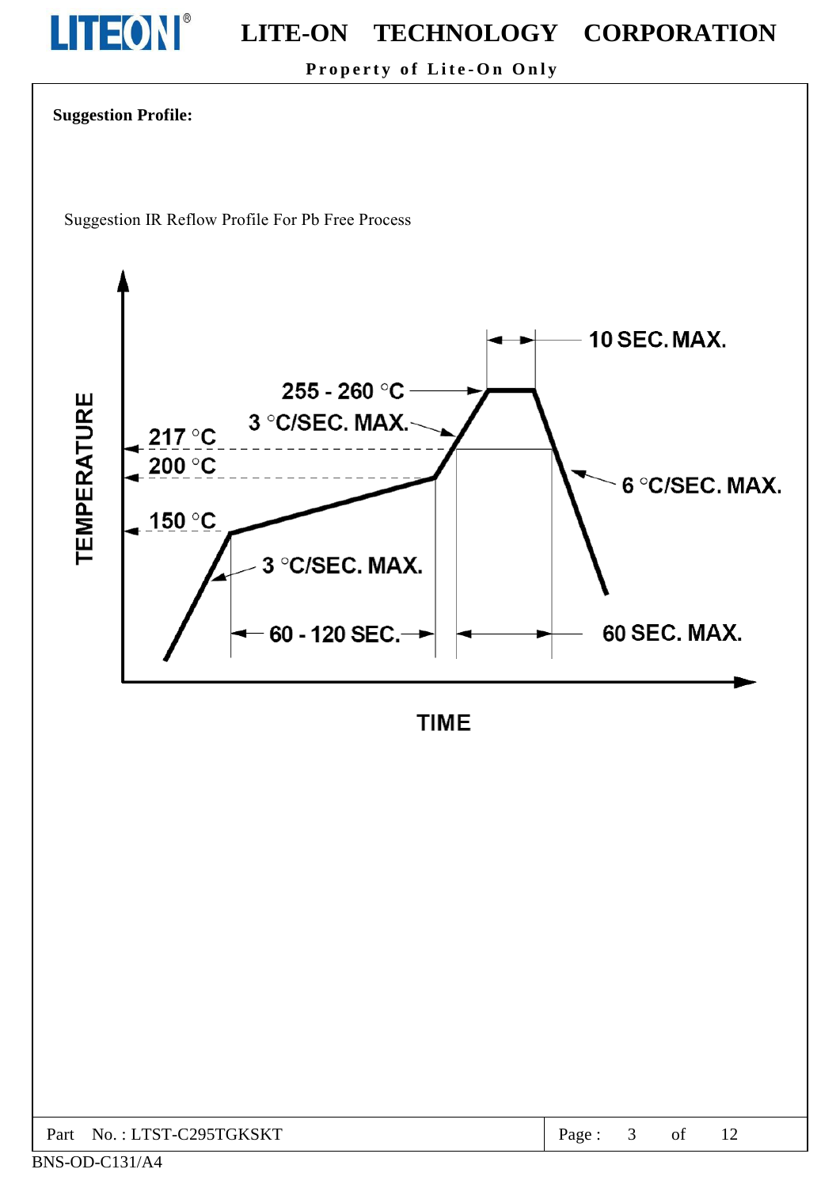**Suggestion Profile:**

Suggestion IR Reflow Profile For Pb Free Process

TEMPERATURE

255 - 260 °C

10 SEC. MAX.

3 °C/SEC. MAX.

217 °C

200 °C

6 °C/SEC. MAX.

150 °C

3 °C/SEC. MAX.

60 - 120 SEC.

60 SEC. MAX.

TIME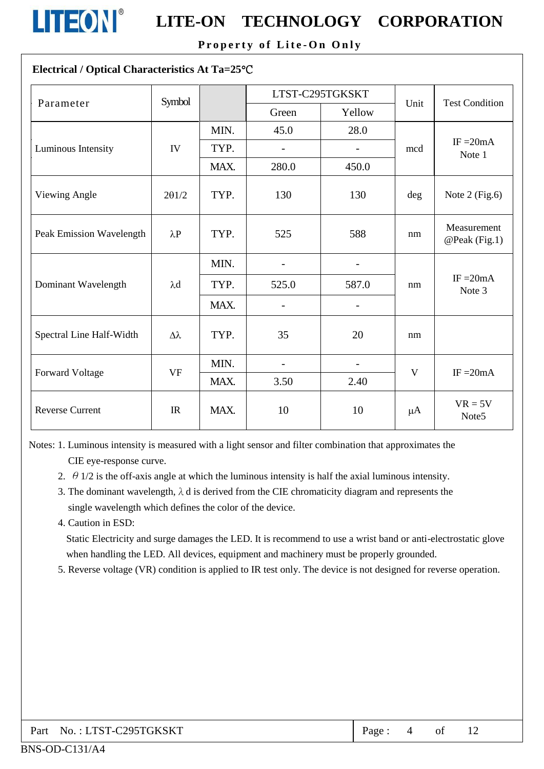## Electrical / Optical Characteristics At Ta=25℃

| Parameter | Symbol | | LTST-C295TGKSKT | | Unit | Test Condition |
|---|---|---|---|---|---|---|
| | | | Green | Yellow | | |
| Luminous Intensity | IV | MIN. | 45.0 | 28.0 | mcd | IF =20mA Note 1 |
| | | TYP. | - | - | | |
| | | MAX. | 280.0 | 450.0 | | |
| Viewing Angle | 2θ1/2 | TYP. | 130 | 130 | deg | Note 2 (Fig.6) |
| Peak Emission Wavelength | λP | TYP. | 525 | 588 | nm | Measurement @Peak (Fig.1) |
| Dominant Wavelength | λd | MIN. | - | - | nm | IF =20mA Note 3 |
| | | TYP. | 525.0 | 587.0 | | |
| | | MAX. | - | - | | |
| Spectral Line Half-Width | Δλ | TYP. | 35 | 20 | nm | |
| Forward Voltage | VF | MIN. | - | - | V | IF =20mA |
| | | MAX. | 3.50 | 2.40 | | |
| Reverse Current | IR | MAX. | 10 | 10 | μA | VR = 5V Note5 |

Notes: 1. Luminous intensity is measured with a light sensor and filter combination that approximates the CIE eye-response curve.

2. θ1/2 is the off-axis angle at which the luminous intensity is half the axial luminous intensity.
3. The dominant wavelength, λd is derived from the CIE chromaticity diagram and represents the single wavelength which defines the color of the device.
4. Caution in ESD:
   Static Electricity and surge damages the LED. It is recommend to use a wrist band or anti-electrostatic glove when handling the LED. All devices, equipment and machinery must be properly grounded.
5. Reverse voltage (VR) condition is applied to IR test only. The device is not designed for reverse operation.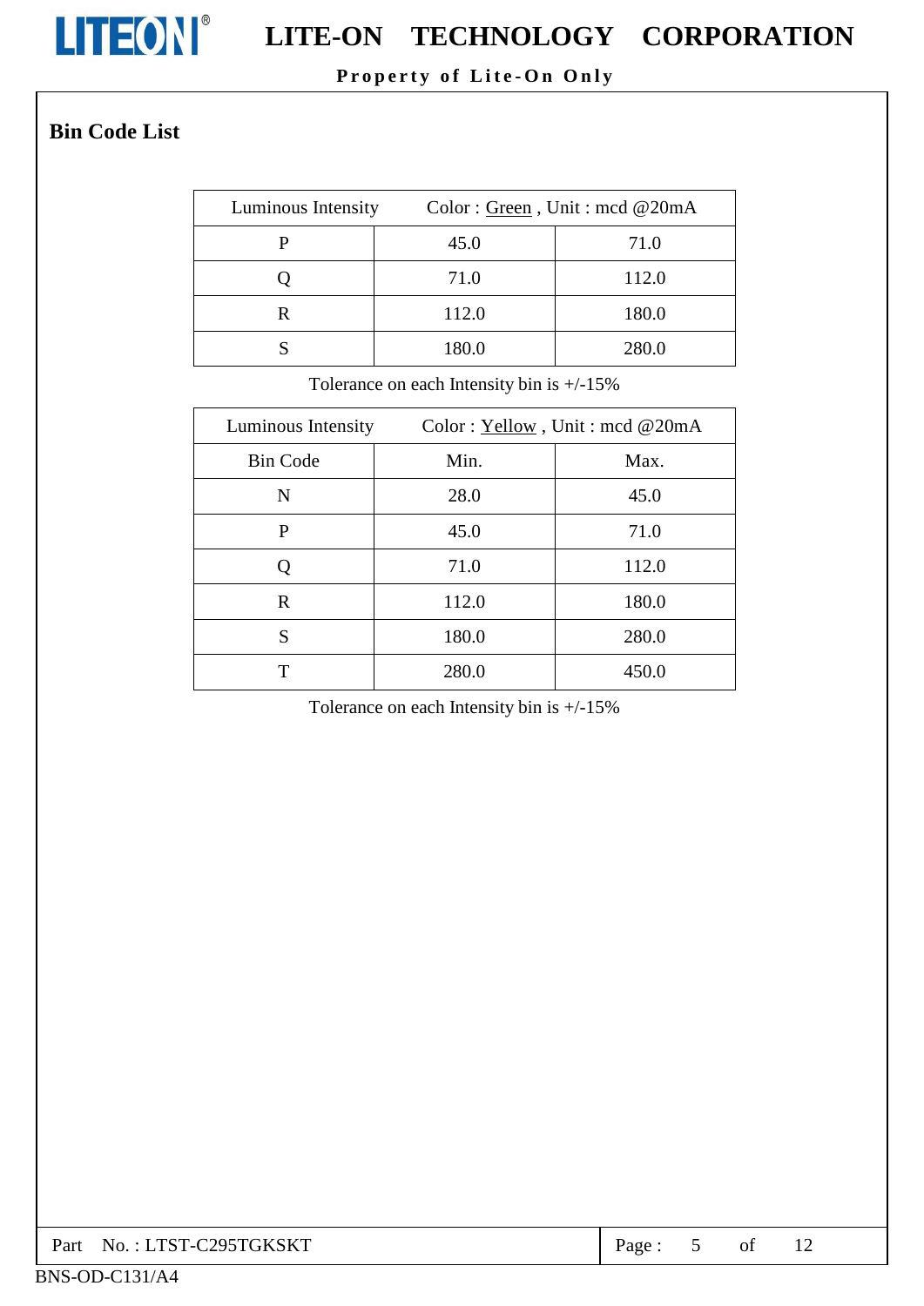## Bin Code List

| Luminous Intensity | Color : Green , Unit : mcd @20mA | |
|---|---|---|
| P | 45.0 | 71.0 |
| Q | 71.0 | 112.0 |
| R | 112.0 | 180.0 |
| S | 180.0 | 280.0 |

Tolerance on each Intensity bin is +/-15%

| Luminous Intensity | Color : Yellow , Unit : mcd @20mA | |
|---|---|---|
| Bin Code | Min. | Max. |
| N | 28.0 | 45.0 |
| P | 45.0 | 71.0 |
| Q | 71.0 | 112.0 |
| R | 112.0 | 180.0 |
| S | 180.0 | 280.0 |
| T | 280.0 | 450.0 |

Tolerance on each Intensity bin is +/-15%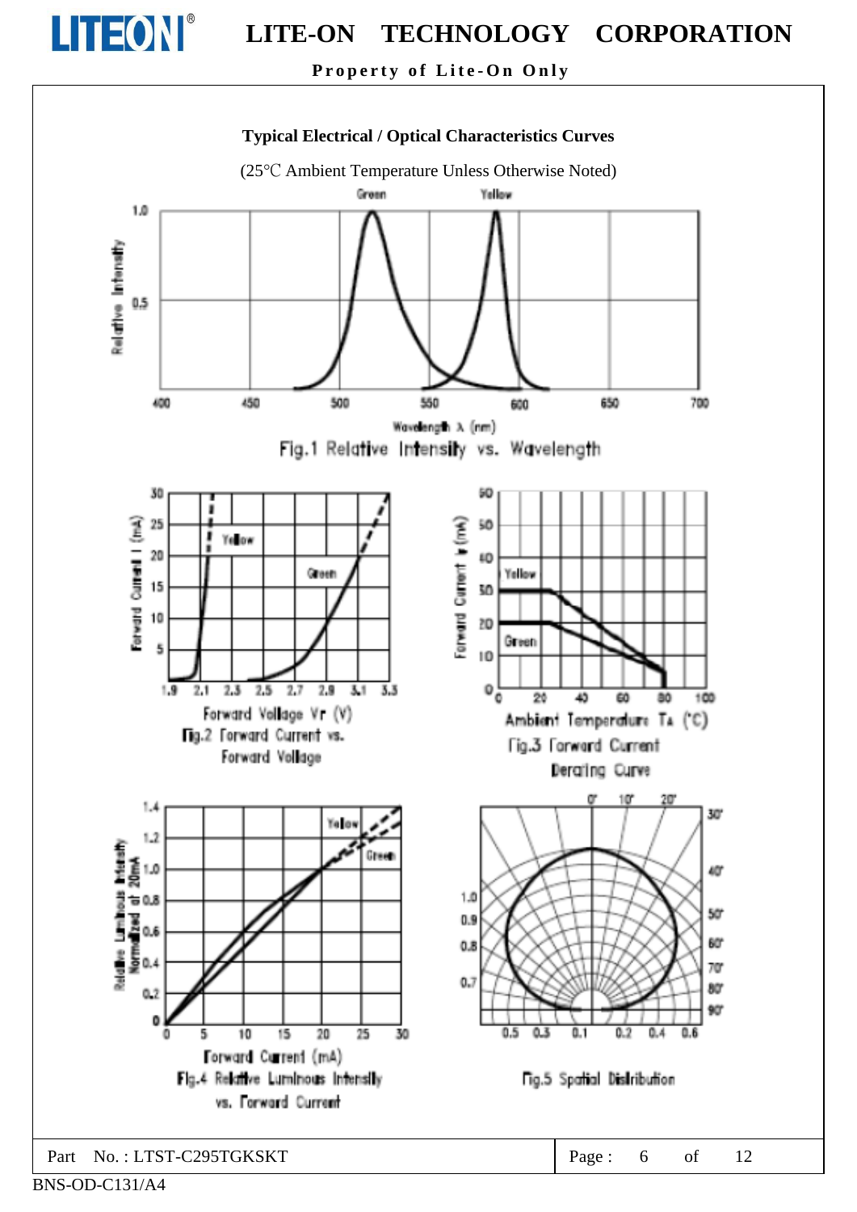## Typical Electrical / Optical Characteristics Curves

(25℃ Ambient Temperature Unless Otherwise Noted)

Green Yellow

Relative Intensity

1.0

0.5

400 450 500 550 600 650 700

Wavelength λ (nm)

Fig.1 Relative Intensity vs. Wavelength

Forward Current I (mA)

30 25 20 15 10 5

Yellow

Green

1.9 2.1 2.3 2.5 2.7 2.9 3.1 3.3

Forward Voltage Vr (V)

Fig.2 Forward Current vs. Forward Voltage

Forward Current IF (mA)

60 50 40 30 20 10 0

Yellow

Green

0 20 40 60 80 100

Ambient Temperature TA (°C)

Fig.3 Forward Current Derating Curve

Relative Luminous Intensity Normalized at 20mA

1.4 1.2 1.0 0.8 0.6 0.4 0.2 0

Yellow

Green

0 5 10 15 20 25 30

Forward Current (mA)

Fig.4 Relative Luminous Intensity vs. Forward Current

0° 10° 20° 30° 40° 50° 60° 70° 80° 90°

1.0 0.9 0.8 0.7

0.5 0.3 0.1 0.2 0.4 0.6

Fig.5 Spatial Distribution

Part No. : LTST-C295TGKSKT

BNS-OD-C131/A4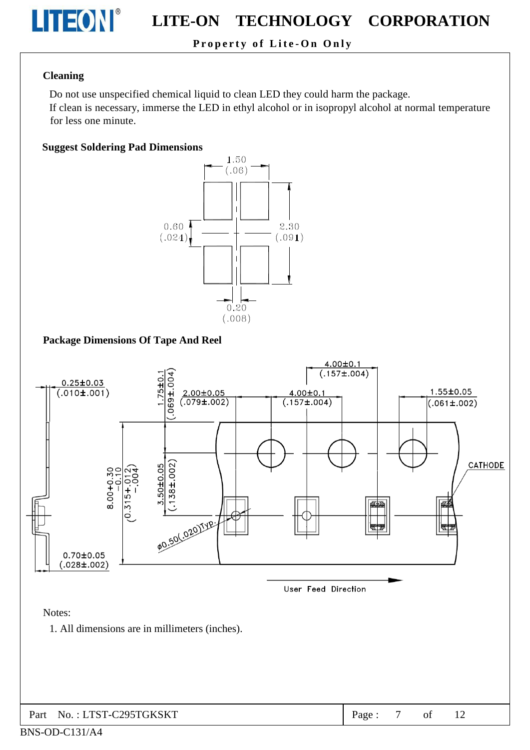## Cleaning

Do not use unspecified chemical liquid to clean LED they could harm the package.
If clean is necessary, immerse the LED in ethyl alcohol or in isopropyl alcohol at normal temperature for less one minute.

## Suggest Soldering Pad Dimensions

1.50 (.06)

0.60 (.024)

2.30 (.091)

0.20 (.008)

## Package Dimensions Of Tape And Reel

0.25±0.03 (.010±.001)

1.75±0.1 (.069±.004)

2.00±0.05 (.079±.002)

4.00±0.1 (.157±.004)

4.00±0.1 (.157±.004)

1.55±0.05 (.061±.002)

CATHODE

8.00+0.30 −0.10 (0.315+.012 −.004)

3.50±0.05 (.138±.002)

ø0.50(.020)Typ.

0.70±0.05 (.028±.002)

User Feed Direction

Notes:

1. All dimensions are in millimeters (inches).

Part No. : LTST-C295TGKSKT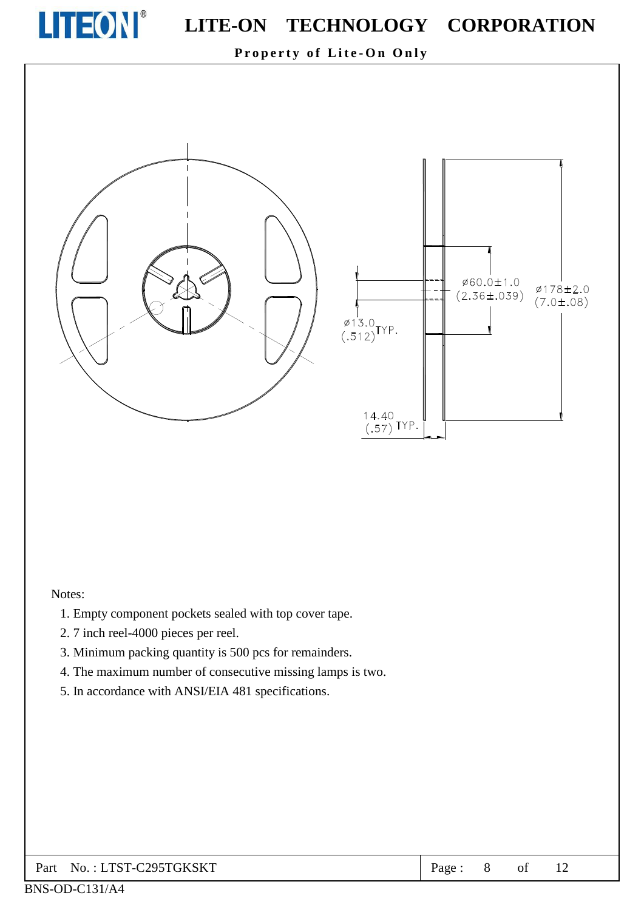ø60.0±1.0
(2.36±.039)

ø178±2.0
(7.0±.08)

ø13.0 (.512) TYP.

14.40 (.57) TYP.

Notes:

1. Empty component pockets sealed with top cover tape.
2. 7 inch reel-4000 pieces per reel.
3. Minimum packing quantity is 500 pcs for remainders.
4. The maximum number of consecutive missing lamps is two.
5. In accordance with ANSI/EIA 481 specifications.

Part No. : LTST-C295TGKSKT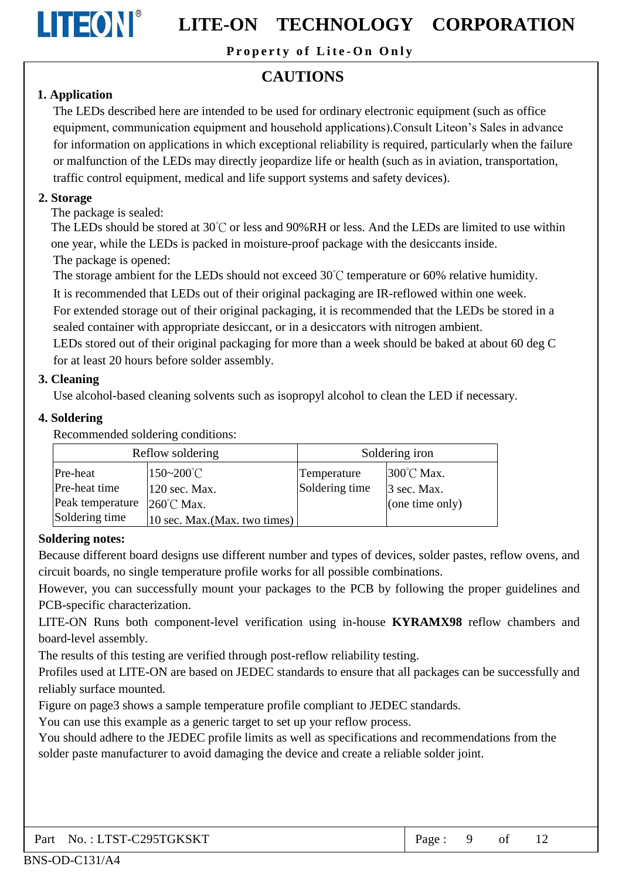# CAUTIONS

## 1. Application

The LEDs described here are intended to be used for ordinary electronic equipment (such as office equipment, communication equipment and household applications).Consult Liteon's Sales in advance for information on applications in which exceptional reliability is required, particularly when the failure or malfunction of the LEDs may directly jeopardize life or health (such as in aviation, transportation, traffic control equipment, medical and life support systems and safety devices).

## 2. Storage

The package is sealed:

The LEDs should be stored at 30℃ or less and 90%RH or less. And the LEDs are limited to use within one year, while the LEDs is packed in moisture-proof package with the desiccants inside.

The package is opened:

The storage ambient for the LEDs should not exceed 30℃ temperature or 60% relative humidity.

It is recommended that LEDs out of their original packaging are IR-reflowed within one week.

For extended storage out of their original packaging, it is recommended that the LEDs be stored in a sealed container with appropriate desiccant, or in a desiccators with nitrogen ambient.

LEDs stored out of their original packaging for more than a week should be baked at about 60 deg C for at least 20 hours before solder assembly.

## 3. Cleaning

Use alcohol-based cleaning solvents such as isopropyl alcohol to clean the LED if necessary.

## 4. Soldering

Recommended soldering conditions:

| Reflow soldering | | Soldering iron | |
|---|---|---|---|
| Pre-heat | 150~200℃ | Temperature | 300℃ Max. |
| Pre-heat time | 120 sec. Max. | Soldering time | 3 sec. Max. |
| Peak temperature | 260℃ Max. | | (one time only) |
| Soldering time | 10 sec. Max.(Max. two times) | | |

**Soldering notes:**

Because different board designs use different number and types of devices, solder pastes, reflow ovens, and circuit boards, no single temperature profile works for all possible combinations.

However, you can successfully mount your packages to the PCB by following the proper guidelines and PCB-specific characterization.

LITE-ON Runs both component-level verification using in-house **KYRAMX98** reflow chambers and board-level assembly.

The results of this testing are verified through post-reflow reliability testing.

Profiles used at LITE-ON are based on JEDEC standards to ensure that all packages can be successfully and reliably surface mounted.

Figure on page3 shows a sample temperature profile compliant to JEDEC standards.

You can use this example as a generic target to set up your reflow process.

You should adhere to the JEDEC profile limits as well as specifications and recommendations from the solder paste manufacturer to avoid damaging the device and create a reliable solder joint.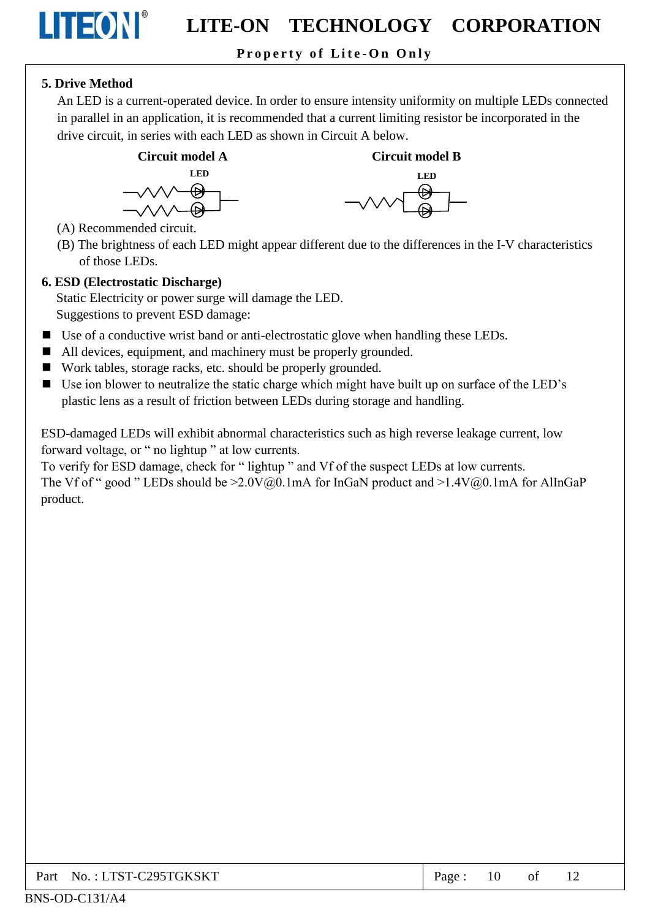## 5. Drive Method

An LED is a current-operated device. In order to ensure intensity uniformity on multiple LEDs connected in parallel in an application, it is recommended that a current limiting resistor be incorporated in the drive circuit, in series with each LED as shown in Circuit A below.

**Circuit model A** **Circuit model B**

(A) Recommended circuit.

(B) The brightness of each LED might appear different due to the differences in the I-V characteristics of those LEDs.

## 6. ESD (Electrostatic Discharge)

Static Electricity or power surge will damage the LED.

Suggestions to prevent ESD damage:

- Use of a conductive wrist band or anti-electrostatic glove when handling these LEDs.
- All devices, equipment, and machinery must be properly grounded.
- Work tables, storage racks, etc. should be properly grounded.
- Use ion blower to neutralize the static charge which might have built up on surface of the LED's plastic lens as a result of friction between LEDs during storage and handling.

ESD-damaged LEDs will exhibit abnormal characteristics such as high reverse leakage current, low forward voltage, or " no lightup " at low currents.

To verify for ESD damage, check for " lightup " and Vf of the suspect LEDs at low currents.

The Vf of " good " LEDs should be >2.0V@0.1mA for InGaN product and >1.4V@0.1mA for AlInGaP product.

Part No. : LTST-C295TGKSKT

BNS-OD-C131/A4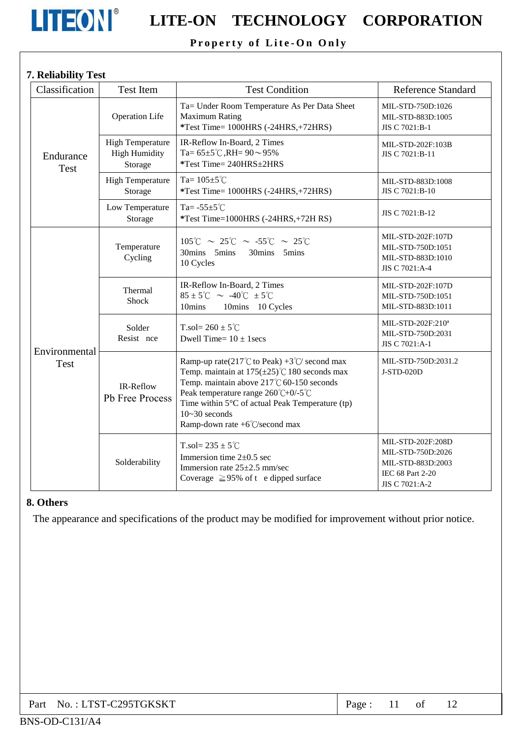## 7. Reliability Test

| Classification | Test Item | Test Condition | Reference Standard |
|---|---|---|---|
| Endurance Test | Operation Life | Ta= Under Room Temperature As Per Data Sheet Maximum Rating<br>*Test Time= 1000HRS (-24HRS,+72HRS) | MIL-STD-750D:1026<br>MIL-STD-883D:1005<br>JIS C 7021:B-1 |
| | High Temperature High Humidity Storage | IR-Reflow In-Board, 2 Times<br>Ta= 65±5℃,RH= 90～95%<br>*Test Time= 240HRS±2HRS | MIL-STD-202F:103B<br>JIS C 7021:B-11 |
| | High Temperature Storage | Ta= 105±5℃<br>*Test Time= 1000HRS (-24HRS,+72HRS) | MIL-STD-883D:1008<br>JIS C 7021:B-10 |
| | Low Temperature Storage | Ta= -55±5℃<br>*Test Time=1000HRS (-24HRS,+72H RS) | JIS C 7021:B-12 |
| Environmental Test | Temperature Cycling | 105℃ ～ 25℃ ～ -55℃ ～ 25℃<br>30mins 5mins 30mins 5mins<br>10 Cycles | MIL-STD-202F:107D<br>MIL-STD-750D:1051<br>MIL-STD-883D:1010<br>JIS C 7021:A-4 |
| | Thermal Shock | IR-Reflow In-Board, 2 Times<br>85 ± 5℃ ～ -40℃ ± 5℃<br>10mins 10mins 10 Cycles | MIL-STD-202F:107D<br>MIL-STD-750D:1051<br>MIL-STD-883D:1011 |
| | Solder Resist nce | T.sol= 260 ± 5℃<br>Dwell Time= 10 ± 1secs | MIL-STD-202F:210ª<br>MIL-STD-750D:2031<br>JIS C 7021:A-1 |
| | IR-Reflow Pb Free Process | Ramp-up rate(217℃ to Peak) +3℃/ second max<br>Temp. maintain at 175(±25)℃ 180 seconds max<br>Temp. maintain above 217℃ 60-150 seconds<br>Peak temperature range 260℃+0/-5℃<br>Time within 5°C of actual Peak Temperature (tp) 10~30 seconds<br>Ramp-down rate +6℃/second max | MIL-STD-750D:2031.2<br>J-STD-020D |
| | Solderability | T.sol= 235 ± 5℃<br>Immersion time 2±0.5 sec<br>Immersion rate 25±2.5 mm/sec<br>Coverage ≧95% of t e dipped surface | MIL-STD-202F:208D<br>MIL-STD-750D:2026<br>MIL-STD-883D:2003<br>IEC 68 Part 2-20<br>JIS C 7021:A-2 |

## 8. Others

The appearance and specifications of the product may be modified for improvement without prior notice.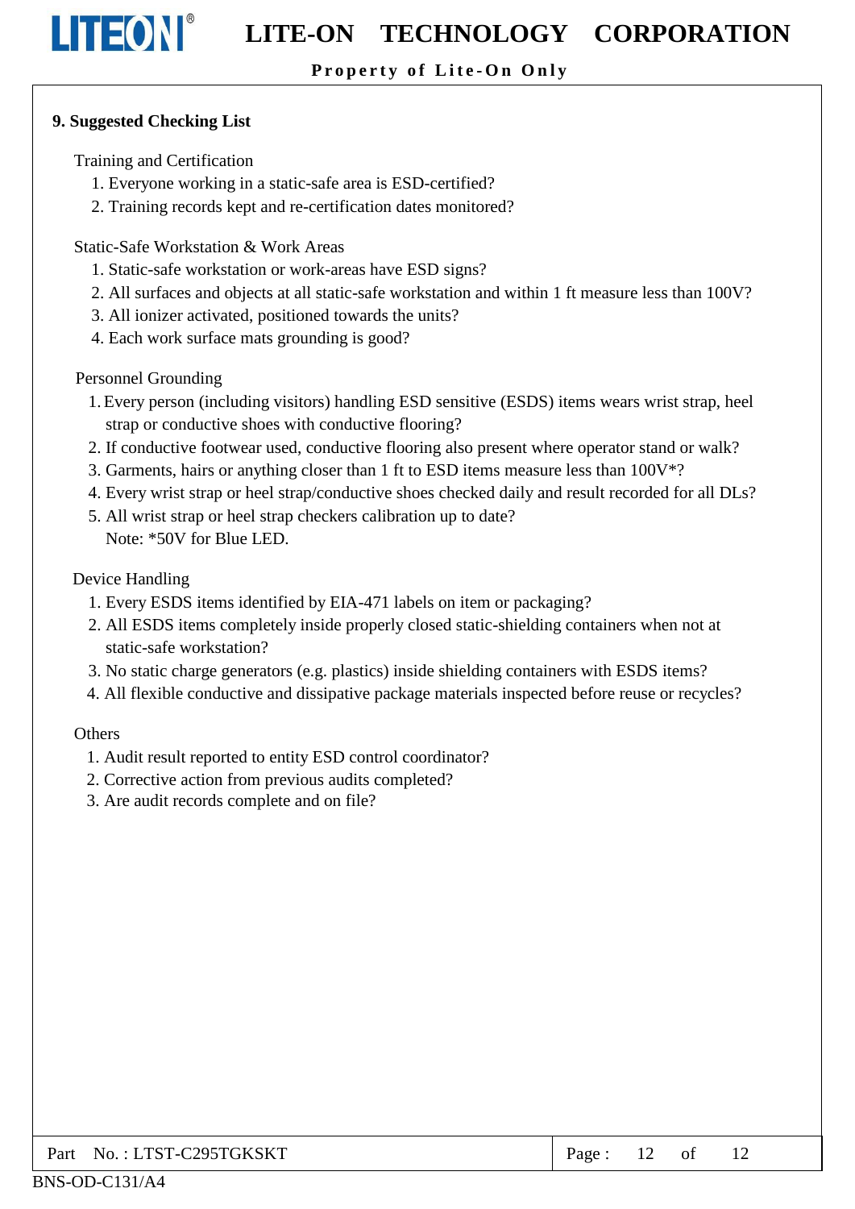## 9. Suggested Checking List

Training and Certification

1. Everyone working in a static-safe area is ESD-certified?
2. Training records kept and re-certification dates monitored?

Static-Safe Workstation & Work Areas

1. Static-safe workstation or work-areas have ESD signs?
2. All surfaces and objects at all static-safe workstation and within 1 ft measure less than 100V?
3. All ionizer activated, positioned towards the units?
4. Each work surface mats grounding is good?

Personnel Grounding

1. Every person (including visitors) handling ESD sensitive (ESDS) items wears wrist strap, heel strap or conductive shoes with conductive flooring?
2. If conductive footwear used, conductive flooring also present where operator stand or walk?
3. Garments, hairs or anything closer than 1 ft to ESD items measure less than 100V*?
4. Every wrist strap or heel strap/conductive shoes checked daily and result recorded for all DLs?
5. All wrist strap or heel strap checkers calibration up to date?

   Note: *50V for Blue LED.

Device Handling

1. Every ESDS items identified by EIA-471 labels on item or packaging?
2. All ESDS items completely inside properly closed static-shielding containers when not at static-safe workstation?
3. No static charge generators (e.g. plastics) inside shielding containers with ESDS items?
4. All flexible conductive and dissipative package materials inspected before reuse or recycles?

Others

1. Audit result reported to entity ESD control coordinator?
2. Corrective action from previous audits completed?
3. Are audit records complete and on file?